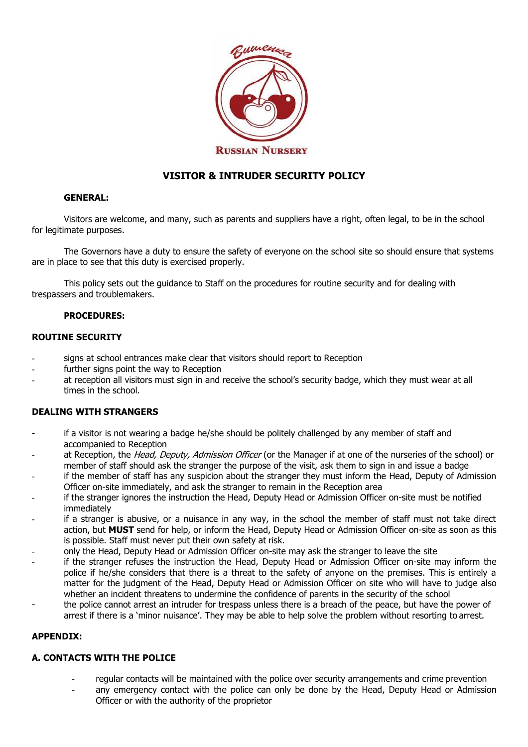**RUSSIAN NURSERY**

# VISITOR & INTRUDER SECURITY POLICY

**GENERAL:**

Visitors are welcome, and many, such as parents and suppliers have a right, often legal, to be in the school for legitimate purposes.

The Governors have a duty to ensure the safety of everyone on the school site so should ensure that systems are in place to see that this duty is exercised properly.

This policy sets out the guidance to Staff on the procedures for routine security and for dealing with trespassers and troublemakers.

**PROCEDURES:**

## ROUTINE SECURITY

- signs at school entrances make clear that visitors should report to Reception
- further signs point the way to Reception
- at reception all visitors must sign in and receive the school's security badge, which they must wear at all times in the school.

## DEALING WITH STRANGERS

- if a visitor is not wearing a badge he/she should be politely challenged by any member of staff and accompanied to Reception
- at Reception, the *Head, Deputy, Admission Officer* (or the Manager if at one of the nurseries of the school) or member of staff should ask the stranger the purpose of the visit, ask them to sign in and issue a badge
- if the member of staff has any suspicion about the stranger they must inform the Head, Deputy of Admission Officer on-site immediately, and ask the stranger to remain in the Reception area
- if the stranger ignores the instruction the Head, Deputy Head or Admission Officer on-site must be notified immediately
- if a stranger is abusive, or a nuisance in any way, in the school the member of staff must not take direct action, but **MUST** send for help, or inform the Head, Deputy Head or Admission Officer on-site as soon as this is possible. Staff must never put their own safety at risk.
- only the Head, Deputy Head or Admission Officer on-site may ask the stranger to leave the site
- if the stranger refuses the instruction the Head, Deputy Head or Admission Officer on-site may inform the police if he/she considers that there is a threat to the safety of anyone on the premises. This is entirely a matter for the judgment of the Head, Deputy Head or Admission Officer on site who will have to judge also whether an incident threatens to undermine the confidence of parents in the security of the school
- the police cannot arrest an intruder for trespass unless there is a breach of the peace, but have the power of arrest if there is a 'minor nuisance'. They may be able to help solve the problem without resorting to arrest.

## APPENDIX:

### A. CONTACTS WITH THE POLICE

- regular contacts will be maintained with the police over security arrangements and crime prevention
- any emergency contact with the police can only be done by the Head, Deputy Head or Admission Officer or with the authority of the proprietor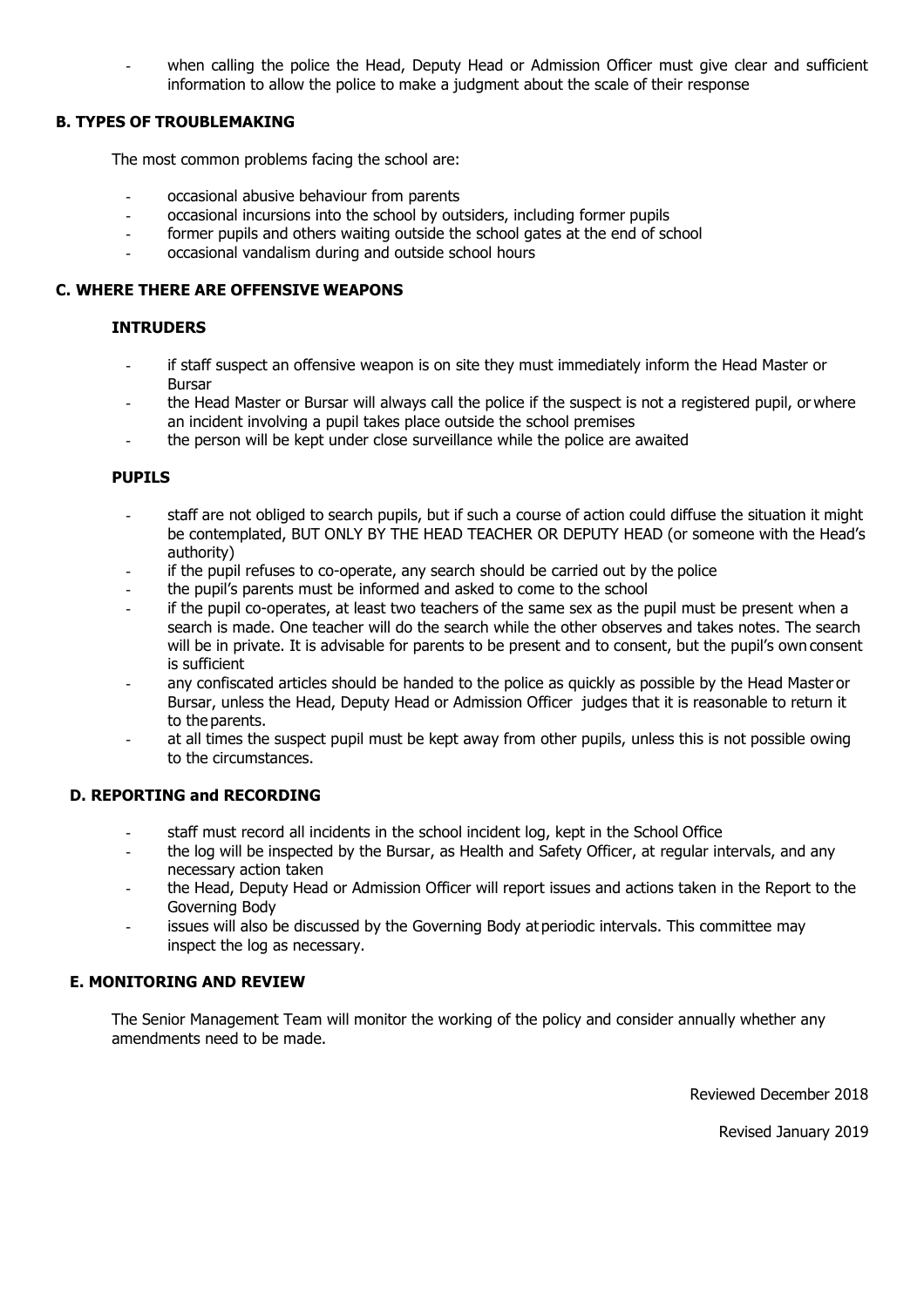- when calling the police the Head, Deputy Head or Admission Officer must give clear and sufficient information to allow the police to make a judgment about the scale of their response

### B. TYPES OF TROUBLEMAKING

The most common problems facing the school are:

- occasional abusive behaviour from parents
- occasional incursions into the school by outsiders, including former pupils
- former pupils and others waiting outside the school gates at the end of school
- occasional vandalism during and outside school hours

### C. WHERE THERE ARE OFFENSIVE WEAPONS

#### INTRUDERS

- if staff suspect an offensive weapon is on site they must immediately inform the Head Master or Bursar
- the Head Master or Bursar will always call the police if the suspect is not a registered pupil, or where an incident involving a pupil takes place outside the school premises
- the person will be kept under close surveillance while the police are awaited

#### PUPILS

- staff are not obliged to search pupils, but if such a course of action could diffuse the situation it might be contemplated, BUT ONLY BY THE HEAD TEACHER OR DEPUTY HEAD (or someone with the Head's authority)
- if the pupil refuses to co-operate, any search should be carried out by the police
- the pupil's parents must be informed and asked to come to the school
- if the pupil co-operates, at least two teachers of the same sex as the pupil must be present when a search is made. One teacher will do the search while the other observes and takes notes. The search will be in private. It is advisable for parents to be present and to consent, but the pupil's own consent is sufficient
- any confiscated articles should be handed to the police as quickly as possible by the Head Master or Bursar, unless the Head, Deputy Head or Admission Officer judges that it is reasonable to return it to the parents.
- at all times the suspect pupil must be kept away from other pupils, unless this is not possible owing to the circumstances.

### D. REPORTING and RECORDING

- staff must record all incidents in the school incident log, kept in the School Office
- the log will be inspected by the Bursar, as Health and Safety Officer, at regular intervals, and any necessary action taken
- the Head, Deputy Head or Admission Officer will report issues and actions taken in the Report to the Governing Body
- issues will also be discussed by the Governing Body at periodic intervals. This committee may inspect the log as necessary.

### E. MONITORING AND REVIEW

The Senior Management Team will monitor the working of the policy and consider annually whether any amendments need to be made.

Reviewed December 2018

Revised January 2019